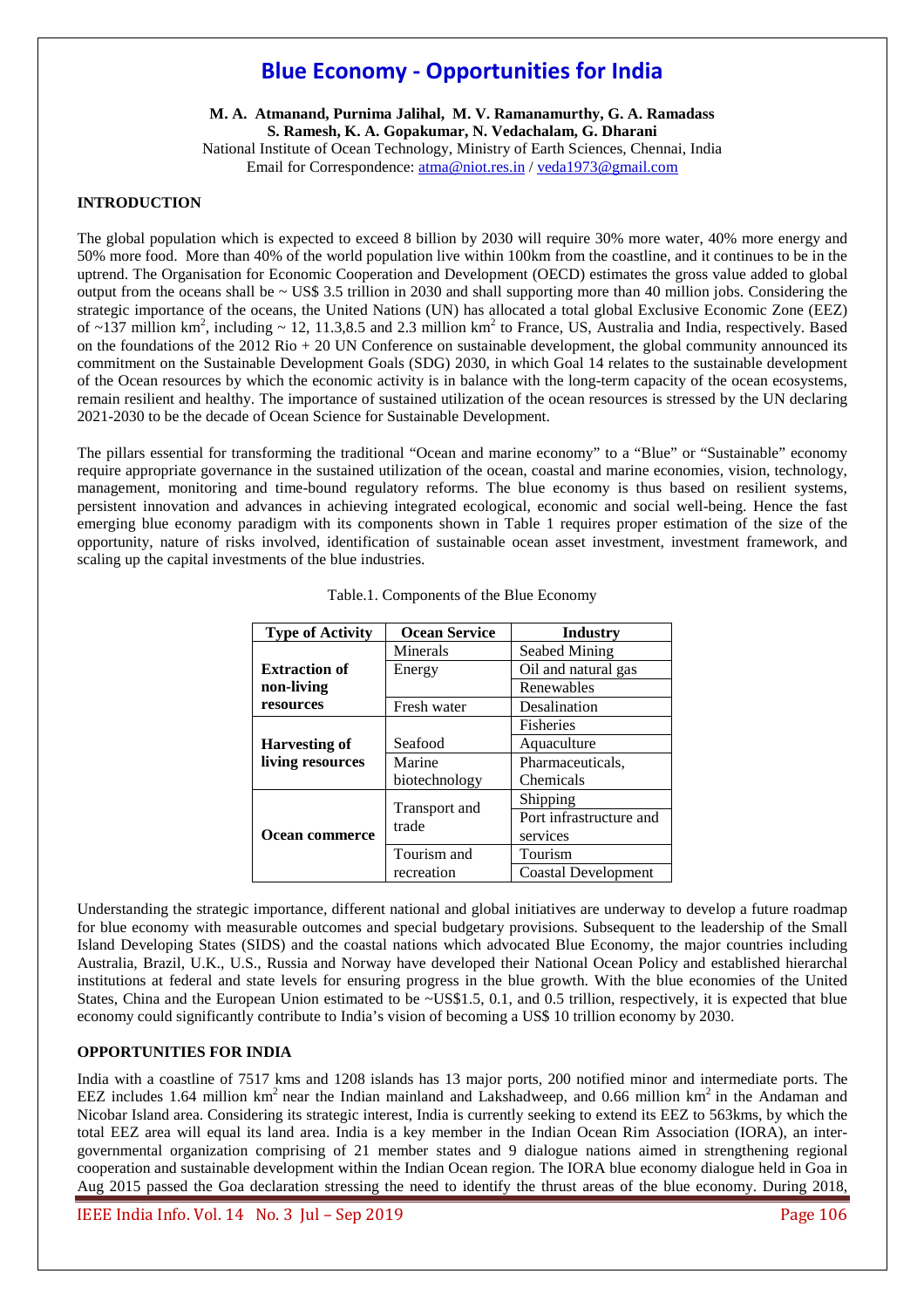# Blue Economy - Opportunities for India

**M. A. Atmanand, Purnima Jalihal, M. V. Ramanamurthy, G. A. Ramadass**
**S. Ramesh, K. A. Gopakumar, N. Vedachalam, G. Dharani**
National Institute of Ocean Technology, Ministry of Earth Sciences, Chennai, India
Email for Correspondence: atma@niot.res.in / veda1973@gmail.com

## INTRODUCTION

The global population which is expected to exceed 8 billion by 2030 will require 30% more water, 40% more energy and 50% more food. More than 40% of the world population live within 100km from the coastline, and it continues to be in the uptrend. The Organisation for Economic Cooperation and Development (OECD) estimates the gross value added to global output from the oceans shall be ~ US$ 3.5 trillion in 2030 and shall supporting more than 40 million jobs. Considering the strategic importance of the oceans, the United Nations (UN) has allocated a total global Exclusive Economic Zone (EEZ) of ~137 million km$^2$, including ~ 12, 11.3,8.5 and 2.3 million km$^2$ to France, US, Australia and India, respectively. Based on the foundations of the 2012 Rio + 20 UN Conference on sustainable development, the global community announced its commitment on the Sustainable Development Goals (SDG) 2030, in which Goal 14 relates to the sustainable development of the Ocean resources by which the economic activity is in balance with the long-term capacity of the ocean ecosystems, remain resilient and healthy. The importance of sustained utilization of the ocean resources is stressed by the UN declaring 2021-2030 to be the decade of Ocean Science for Sustainable Development.

The pillars essential for transforming the traditional "Ocean and marine economy" to a "Blue" or "Sustainable" economy require appropriate governance in the sustained utilization of the ocean, coastal and marine economies, vision, technology, management, monitoring and time-bound regulatory reforms. The blue economy is thus based on resilient systems, persistent innovation and advances in achieving integrated ecological, economic and social well-being. Hence the fast emerging blue economy paradigm with its components shown in Table 1 requires proper estimation of the size of the opportunity, nature of risks involved, identification of sustainable ocean asset investment, investment framework, and scaling up the capital investments of the blue industries.

Table.1. Components of the Blue Economy

| Type of Activity | Ocean Service | Industry |
|---|---|---|
| **Extraction of non-living resources** | Minerals | Seabed Mining |
| | Energy | Oil and natural gas |
| | | Renewables |
| | Fresh water | Desalination |
| **Harvesting of living resources** | Seafood | Fisheries |
| | | Aquaculture |
| | Marine biotechnology | Pharmaceuticals, Chemicals |
| **Ocean commerce** | Transport and trade | Shipping |
| | | Port infrastructure and services |
| | Tourism and recreation | Tourism |
| | | Coastal Development |

Understanding the strategic importance, different national and global initiatives are underway to develop a future roadmap for blue economy with measurable outcomes and special budgetary provisions. Subsequent to the leadership of the Small Island Developing States (SIDS) and the coastal nations which advocated Blue Economy, the major countries including Australia, Brazil, U.K., U.S., Russia and Norway have developed their National Ocean Policy and established hierarchal institutions at federal and state levels for ensuring progress in the blue growth. With the blue economies of the United States, China and the European Union estimated to be ~US$1.5, 0.1, and 0.5 trillion, respectively, it is expected that blue economy could significantly contribute to India's vision of becoming a US$ 10 trillion economy by 2030.

## OPPORTUNITIES FOR INDIA

India with a coastline of 7517 kms and 1208 islands has 13 major ports, 200 notified minor and intermediate ports. The EEZ includes 1.64 million km$^2$ near the Indian mainland and Lakshadweep, and 0.66 million km$^2$ in the Andaman and Nicobar Island area. Considering its strategic interest, India is currently seeking to extend its EEZ to 563kms, by which the total EEZ area will equal its land area. India is a key member in the Indian Ocean Rim Association (IORA), an inter-governmental organization comprising of 21 member states and 9 dialogue nations aimed in strengthening regional cooperation and sustainable development within the Indian Ocean region. The IORA blue economy dialogue held in Goa in Aug 2015 passed the Goa declaration stressing the need to identify the thrust areas of the blue economy. During 2018,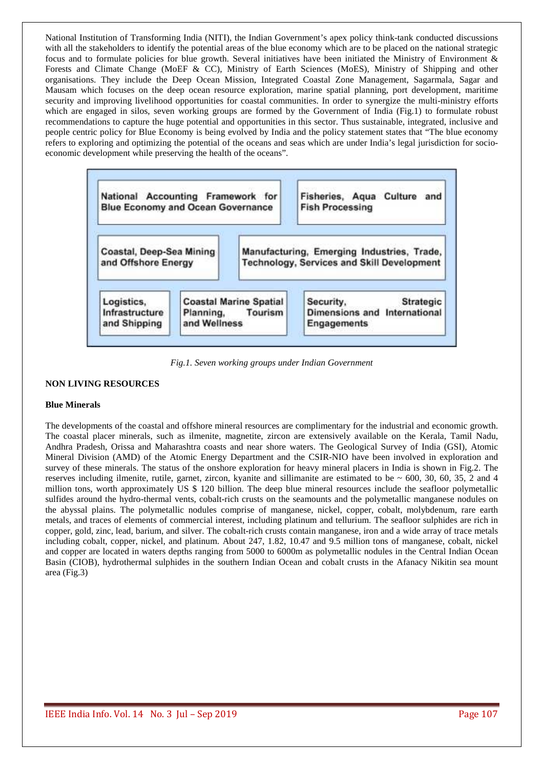National Institution of Transforming India (NITI), the Indian Government's apex policy think-tank conducted discussions with all the stakeholders to identify the potential areas of the blue economy which are to be placed on the national strategic focus and to formulate policies for blue growth. Several initiatives have been initiated the Ministry of Environment & Forests and Climate Change (MoEF & CC), Ministry of Earth Sciences (MoES), Ministry of Shipping and other organisations. They include the Deep Ocean Mission, Integrated Coastal Zone Management, Sagarmala, Sagar and Mausam which focuses on the deep ocean resource exploration, marine spatial planning, port development, maritime security and improving livelihood opportunities for coastal communities. In order to synergize the multi-ministry efforts which are engaged in silos, seven working groups are formed by the Government of India (Fig.1) to formulate robust recommendations to capture the huge potential and opportunities in this sector. Thus sustainable, integrated, inclusive and people centric policy for Blue Economy is being evolved by India and the policy statement states that "The blue economy refers to exploring and optimizing the potential of the oceans and seas which are under India's legal jurisdiction for socio-economic development while preserving the health of the oceans".

- National Accounting Framework for Blue Economy and Ocean Governance
- Fisheries, Aqua Culture and Fish Processing
- Coastal, Deep-Sea Mining and Offshore Energy
- Manufacturing, Emerging Industries, Trade, Technology, Services and Skill Development
- Logistics, Infrastructure and Shipping
- Coastal Marine Spatial Planning, Tourism and Wellness
- Security, Strategic Dimensions and International Engagements

*Fig.1. Seven working groups under Indian Government*

## NON LIVING RESOURCES

### Blue Minerals

The developments of the coastal and offshore mineral resources are complimentary for the industrial and economic growth. The coastal placer minerals, such as ilmenite, magnetite, zircon are extensively available on the Kerala, Tamil Nadu, Andhra Pradesh, Orissa and Maharashtra coasts and near shore waters. The Geological Survey of India (GSI), Atomic Mineral Division (AMD) of the Atomic Energy Department and the CSIR-NIO have been involved in exploration and survey of these minerals. The status of the onshore exploration for heavy mineral placers in India is shown in Fig.2. The reserves including ilmenite, rutile, garnet, zircon, kyanite and sillimanite are estimated to be ~ 600, 30, 60, 35, 2 and 4 million tons, worth approximately US $ 120 billion. The deep blue mineral resources include the seafloor polymetallic sulfides around the hydro-thermal vents, cobalt-rich crusts on the seamounts and the polymetallic manganese nodules on the abyssal plains. The polymetallic nodules comprise of manganese, nickel, copper, cobalt, molybdenum, rare earth metals, and traces of elements of commercial interest, including platinum and tellurium. The seafloor sulphides are rich in copper, gold, zinc, lead, barium, and silver. The cobalt-rich crusts contain manganese, iron and a wide array of trace metals including cobalt, copper, nickel, and platinum. About 247, 1.82, 10.47 and 9.5 million tons of manganese, cobalt, nickel and copper are located in waters depths ranging from 5000 to 6000m as polymetallic nodules in the Central Indian Ocean Basin (CIOB), hydrothermal sulphides in the southern Indian Ocean and cobalt crusts in the Afanacy Nikitin sea mount area (Fig.3)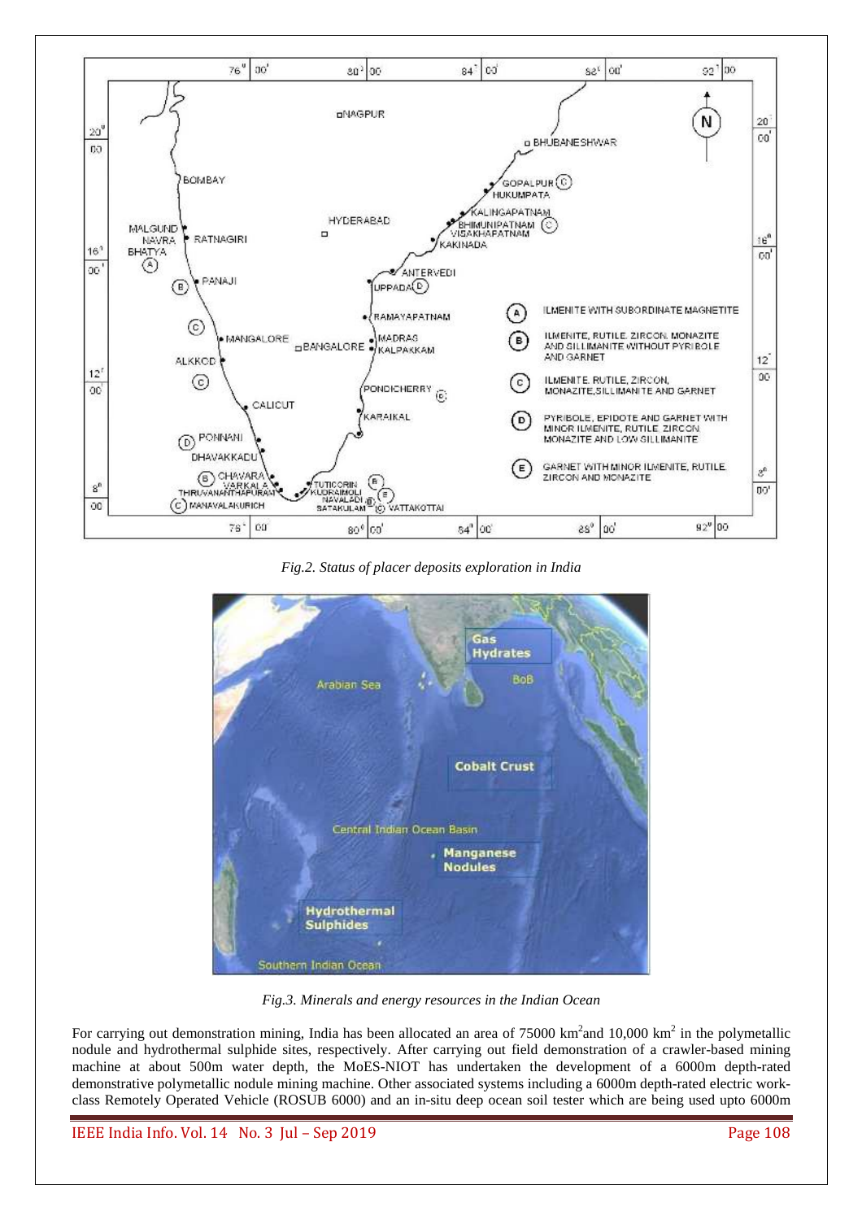*Fig.2. Status of placer deposits exploration in India*

*Fig.3. Minerals and energy resources in the Indian Ocean*

For carrying out demonstration mining, India has been allocated an area of 75000 km$^2$and 10,000 km$^2$ in the polymetallic nodule and hydrothermal sulphide sites, respectively. After carrying out field demonstration of a crawler-based mining machine at about 500m water depth, the MoES-NIOT has undertaken the development of a 6000m depth-rated demonstrative polymetallic nodule mining machine. Other associated systems including a 6000m depth-rated electric work-class Remotely Operated Vehicle (ROSUB 6000) and an in-situ deep ocean soil tester which are being used upto 6000m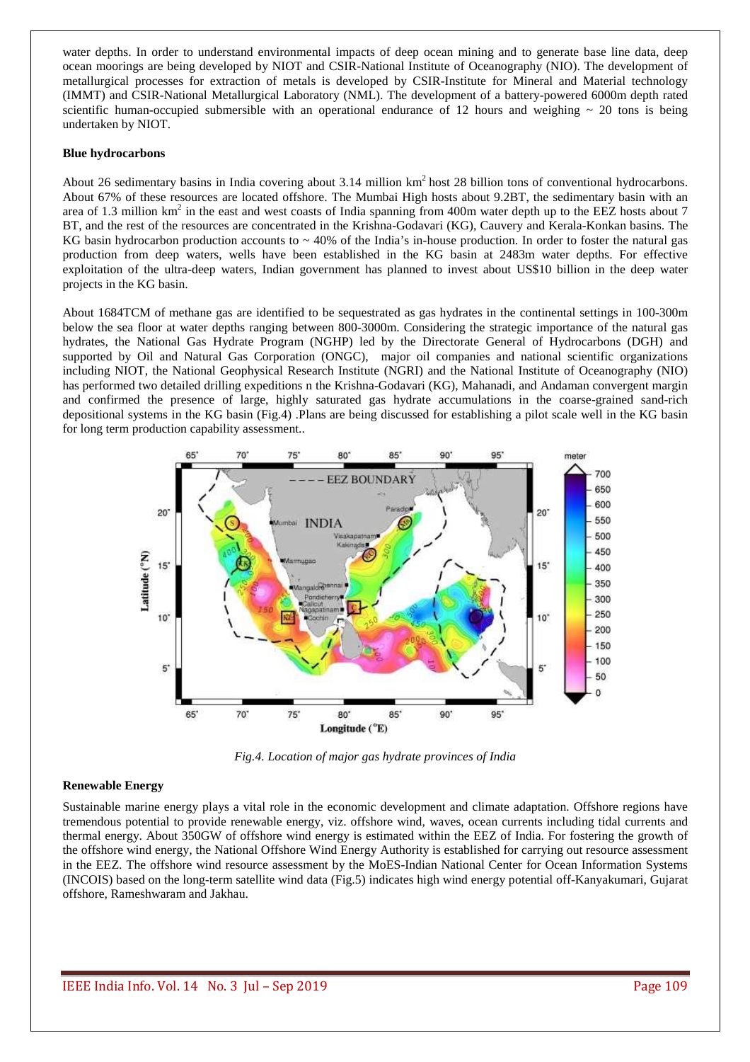water depths. In order to understand environmental impacts of deep ocean mining and to generate base line data, deep ocean moorings are being developed by NIOT and CSIR-National Institute of Oceanography (NIO). The development of metallurgical processes for extraction of metals is developed by CSIR-Institute for Mineral and Material technology (IMMT) and CSIR-National Metallurgical Laboratory (NML). The development of a battery-powered 6000m depth rated scientific human-occupied submersible with an operational endurance of 12 hours and weighing ~ 20 tons is being undertaken by NIOT.

**Blue hydrocarbons**

About 26 sedimentary basins in India covering about 3.14 million km$^2$ host 28 billion tons of conventional hydrocarbons. About 67% of these resources are located offshore. The Mumbai High hosts about 9.2BT, the sedimentary basin with an area of 1.3 million km$^2$ in the east and west coasts of India spanning from 400m water depth up to the EEZ hosts about 7 BT, and the rest of the resources are concentrated in the Krishna-Godavari (KG), Cauvery and Kerala-Konkan basins. The KG basin hydrocarbon production accounts to ~ 40% of the India's in-house production. In order to foster the natural gas production from deep waters, wells have been established in the KG basin at 2483m water depths. For effective exploitation of the ultra-deep waters, Indian government has planned to invest about US$10 billion in the deep water projects in the KG basin.

About 1684TCM of methane gas are identified to be sequestrated as gas hydrates in the continental settings in 100-300m below the sea floor at water depths ranging between 800-3000m. Considering the strategic importance of the natural gas hydrates, the National Gas Hydrate Program (NGHP) led by the Directorate General of Hydrocarbons (DGH) and supported by Oil and Natural Gas Corporation (ONGC), major oil companies and national scientific organizations including NIOT, the National Geophysical Research Institute (NGRI) and the National Institute of Oceanography (NIO) has performed two detailed drilling expeditions n the Krishna-Godavari (KG), Mahanadi, and Andaman convergent margin and confirmed the presence of large, highly saturated gas hydrate accumulations in the coarse-grained sand-rich depositional systems in the KG basin (Fig.4) .Plans are being discussed for establishing a pilot scale well in the KG basin for long term production capability assessment..

*Fig.4. Location of major gas hydrate provinces of India*

**Renewable Energy**

Sustainable marine energy plays a vital role in the economic development and climate adaptation. Offshore regions have tremendous potential to provide renewable energy, viz. offshore wind, waves, ocean currents including tidal currents and thermal energy. About 350GW of offshore wind energy is estimated within the EEZ of India. For fostering the growth of the offshore wind energy, the National Offshore Wind Energy Authority is established for carrying out resource assessment in the EEZ. The offshore wind resource assessment by the MoES-Indian National Center for Ocean Information Systems (INCOIS) based on the long-term satellite wind data (Fig.5) indicates high wind energy potential off-Kanyakumari, Gujarat offshore, Rameshwaram and Jakhau.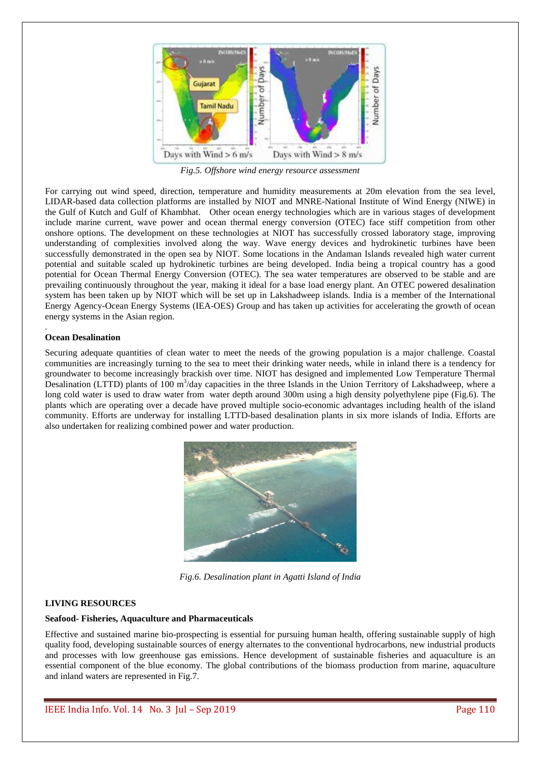*Fig.5. Offshore wind energy resource assessment*

For carrying out wind speed, direction, temperature and humidity measurements at 20m elevation from the sea level, LIDAR-based data collection platforms are installed by NIOT and MNRE-National Institute of Wind Energy (NIWE) in the Gulf of Kutch and Gulf of Khambhat. Other ocean energy technologies which are in various stages of development include marine current, wave power and ocean thermal energy conversion (OTEC) face stiff competition from other onshore options. The development on these technologies at NIOT has successfully crossed laboratory stage, improving understanding of complexities involved along the way. Wave energy devices and hydrokinetic turbines have been successfully demonstrated in the open sea by NIOT. Some locations in the Andaman Islands revealed high water current potential and suitable scaled up hydrokinetic turbines are being developed. India being a tropical country has a good potential for Ocean Thermal Energy Conversion (OTEC). The sea water temperatures are observed to be stable and are prevailing continuously throughout the year, making it ideal for a base load energy plant. An OTEC powered desalination system has been taken up by NIOT which will be set up in Lakshadweep islands. India is a member of the International Energy Agency-Ocean Energy Systems (IEA-OES) Group and has taken up activities for accelerating the growth of ocean energy systems in the Asian region.

.

**Ocean Desalination**

Securing adequate quantities of clean water to meet the needs of the growing population is a major challenge. Coastal communities are increasingly turning to the sea to meet their drinking water needs, while in inland there is a tendency for groundwater to become increasingly brackish over time. NIOT has designed and implemented Low Temperature Thermal Desalination (LTTD) plants of 100 $m^3$/day capacities in the three Islands in the Union Territory of Lakshadweep, where a long cold water is used to draw water from water depth around 300m using a high density polyethylene pipe (Fig.6). The plants which are operating over a decade have proved multiple socio-economic advantages including health of the island community. Efforts are underway for installing LTTD-based desalination plants in six more islands of India. Efforts are also undertaken for realizing combined power and water production.

*Fig.6. Desalination plant in Agatti Island of India*

## LIVING RESOURCES

**Seafood- Fisheries, Aquaculture and Pharmaceuticals**

Effective and sustained marine bio-prospecting is essential for pursuing human health, offering sustainable supply of high quality food, developing sustainable sources of energy alternates to the conventional hydrocarbons, new industrial products and processes with low greenhouse gas emissions. Hence development of sustainable fisheries and aquaculture is an essential component of the blue economy. The global contributions of the biomass production from marine, aquaculture and inland waters are represented in Fig.7.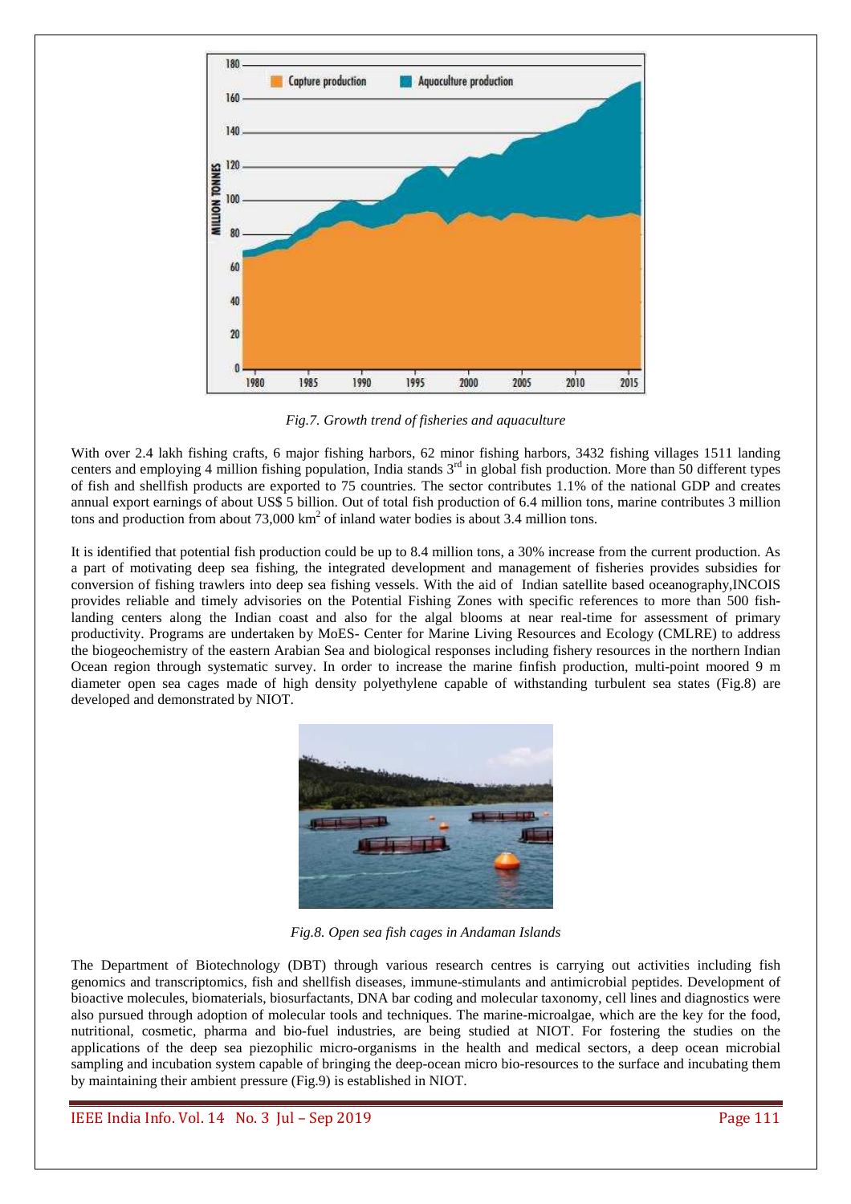*Fig.7. Growth trend of fisheries and aquaculture*

With over 2.4 lakh fishing crafts, 6 major fishing harbors, 62 minor fishing harbors, 3432 fishing villages 1511 landing centers and employing 4 million fishing population, India stands 3rd in global fish production. More than 50 different types of fish and shellfish products are exported to 75 countries. The sector contributes 1.1% of the national GDP and creates annual export earnings of about US$ 5 billion. Out of total fish production of 6.4 million tons, marine contributes 3 million tons and production from about 73,000 $km^2$ of inland water bodies is about 3.4 million tons.

It is identified that potential fish production could be up to 8.4 million tons, a 30% increase from the current production. As a part of motivating deep sea fishing, the integrated development and management of fisheries provides subsidies for conversion of fishing trawlers into deep sea fishing vessels. With the aid of Indian satellite based oceanography,INCOIS provides reliable and timely advisories on the Potential Fishing Zones with specific references to more than 500 fish-landing centers along the Indian coast and also for the algal blooms at near real-time for assessment of primary productivity. Programs are undertaken by MoES- Center for Marine Living Resources and Ecology (CMLRE) to address the biogeochemistry of the eastern Arabian Sea and biological responses including fishery resources in the northern Indian Ocean region through systematic survey. In order to increase the marine finfish production, multi-point moored 9 m diameter open sea cages made of high density polyethylene capable of withstanding turbulent sea states (Fig.8) are developed and demonstrated by NIOT.

*Fig.8. Open sea fish cages in Andaman Islands*

The Department of Biotechnology (DBT) through various research centres is carrying out activities including fish genomics and transcriptomics, fish and shellfish diseases, immune-stimulants and antimicrobial peptides. Development of bioactive molecules, biomaterials, biosurfactants, DNA bar coding and molecular taxonomy, cell lines and diagnostics were also pursued through adoption of molecular tools and techniques. The marine-microalgae, which are the key for the food, nutritional, cosmetic, pharma and bio-fuel industries, are being studied at NIOT. For fostering the studies on the applications of the deep sea piezophilic micro-organisms in the health and medical sectors, a deep ocean microbial sampling and incubation system capable of bringing the deep-ocean micro bio-resources to the surface and incubating them by maintaining their ambient pressure (Fig.9) is established in NIOT.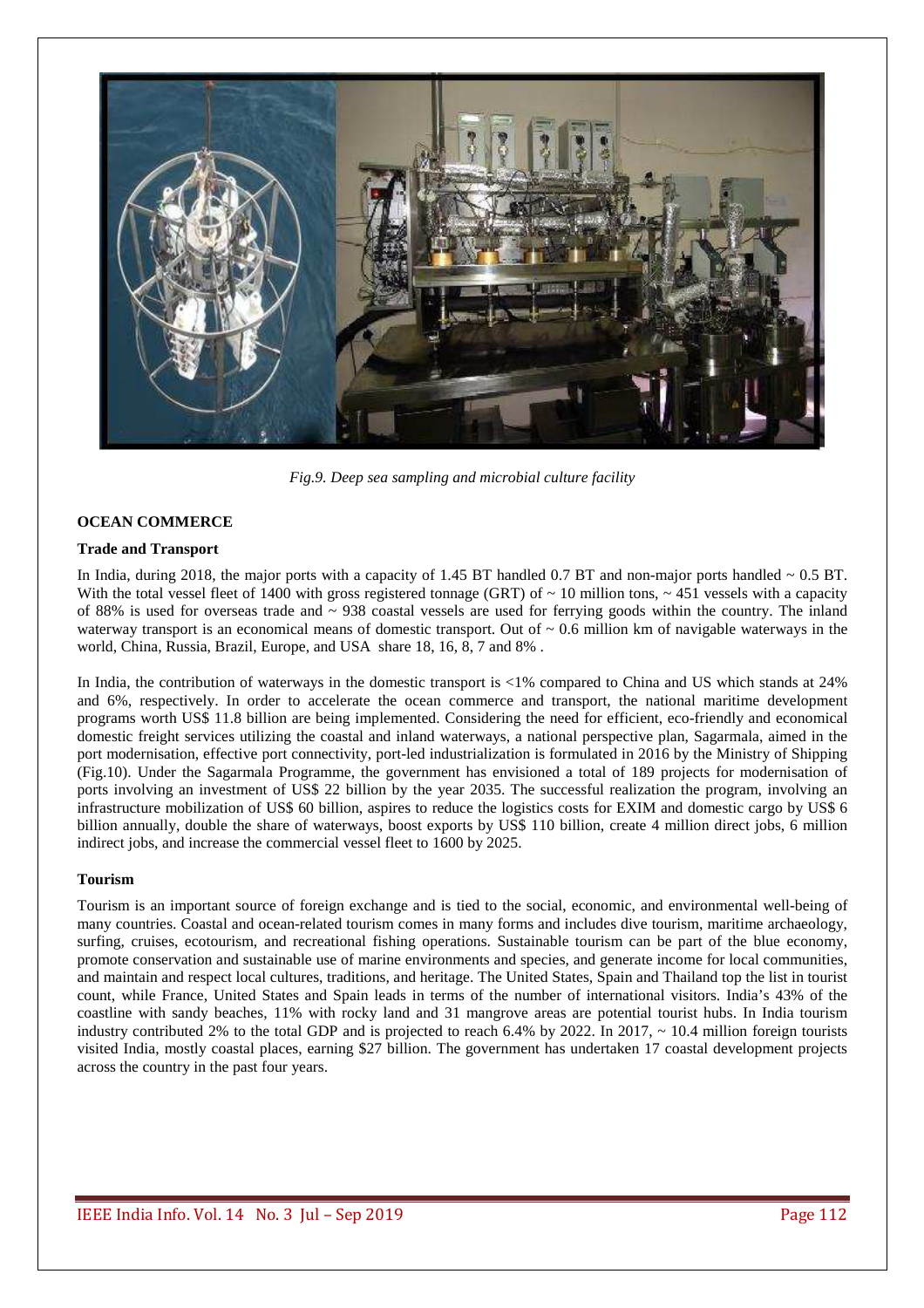*Fig.9. Deep sea sampling and microbial culture facility*

## OCEAN COMMERCE

### Trade and Transport

In India, during 2018, the major ports with a capacity of 1.45 BT handled 0.7 BT and non-major ports handled ~ 0.5 BT. With the total vessel fleet of 1400 with gross registered tonnage (GRT) of ~ 10 million tons, ~ 451 vessels with a capacity of 88% is used for overseas trade and ~ 938 coastal vessels are used for ferrying goods within the country. The inland waterway transport is an economical means of domestic transport. Out of ~ 0.6 million km of navigable waterways in the world, China, Russia, Brazil, Europe, and USA share 18, 16, 8, 7 and 8% .

In India, the contribution of waterways in the domestic transport is <1% compared to China and US which stands at 24% and 6%, respectively. In order to accelerate the ocean commerce and transport, the national maritime development programs worth US$ 11.8 billion are being implemented. Considering the need for efficient, eco-friendly and economical domestic freight services utilizing the coastal and inland waterways, a national perspective plan, Sagarmala, aimed in the port modernisation, effective port connectivity, port-led industrialization is formulated in 2016 by the Ministry of Shipping (Fig.10). Under the Sagarmala Programme, the government has envisioned a total of 189 projects for modernisation of ports involving an investment of US$ 22 billion by the year 2035. The successful realization the program, involving an infrastructure mobilization of US$ 60 billion, aspires to reduce the logistics costs for EXIM and domestic cargo by US$ 6 billion annually, double the share of waterways, boost exports by US$ 110 billion, create 4 million direct jobs, 6 million indirect jobs, and increase the commercial vessel fleet to 1600 by 2025.

### Tourism

Tourism is an important source of foreign exchange and is tied to the social, economic, and environmental well-being of many countries. Coastal and ocean-related tourism comes in many forms and includes dive tourism, maritime archaeology, surfing, cruises, ecotourism, and recreational fishing operations. Sustainable tourism can be part of the blue economy, promote conservation and sustainable use of marine environments and species, and generate income for local communities, and maintain and respect local cultures, traditions, and heritage. The United States, Spain and Thailand top the list in tourist count, while France, United States and Spain leads in terms of the number of international visitors. India's 43% of the coastline with sandy beaches, 11% with rocky land and 31 mangrove areas are potential tourist hubs. In India tourism industry contributed 2% to the total GDP and is projected to reach 6.4% by 2022. In 2017, ~ 10.4 million foreign tourists visited India, mostly coastal places, earning $27 billion. The government has undertaken 17 coastal development projects across the country in the past four years.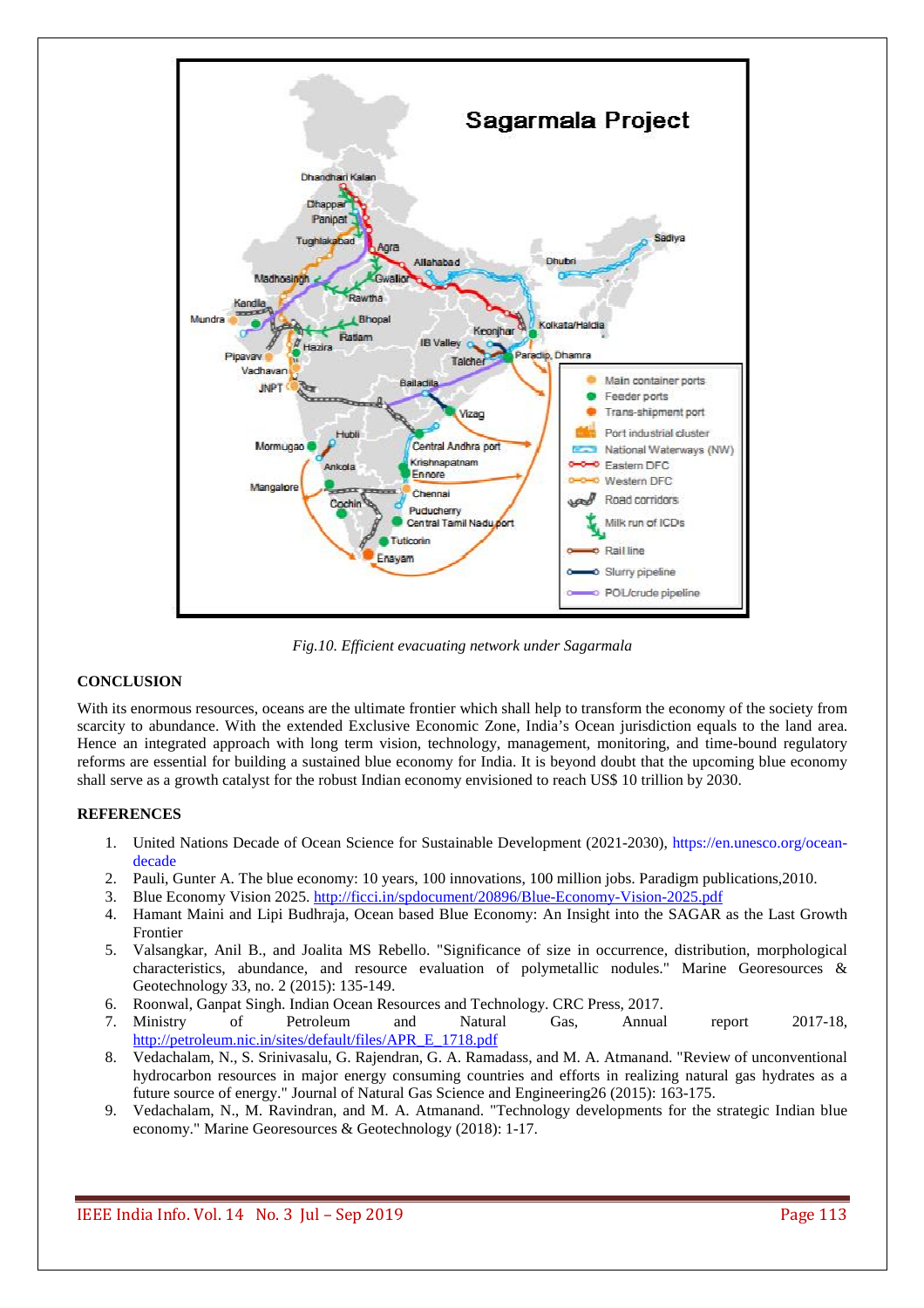*Fig.10. Efficient evacuating network under Sagarmala*

## CONCLUSION

With its enormous resources, oceans are the ultimate frontier which shall help to transform the economy of the society from scarcity to abundance. With the extended Exclusive Economic Zone, India's Ocean jurisdiction equals to the land area. Hence an integrated approach with long term vision, technology, management, monitoring, and time-bound regulatory reforms are essential for building a sustained blue economy for India. It is beyond doubt that the upcoming blue economy shall serve as a growth catalyst for the robust Indian economy envisioned to reach US$ 10 trillion by 2030.

## REFERENCES

1. United Nations Decade of Ocean Science for Sustainable Development (2021-2030), https://en.unesco.org/ocean-decade
2. Pauli, Gunter A. The blue economy: 10 years, 100 innovations, 100 million jobs. Paradigm publications,2010.
3. Blue Economy Vision 2025. http://ficci.in/spdocument/20896/Blue-Economy-Vision-2025.pdf
4. Hamant Maini and Lipi Budhraja, Ocean based Blue Economy: An Insight into the SAGAR as the Last Growth Frontier
5. Valsangkar, Anil B., and Joalita MS Rebello. "Significance of size in occurrence, distribution, morphological characteristics, abundance, and resource evaluation of polymetallic nodules." Marine Georesources & Geotechnology 33, no. 2 (2015): 135-149.
6. Roonwal, Ganpat Singh. Indian Ocean Resources and Technology. CRC Press, 2017.
7. Ministry of Petroleum and Natural Gas, Annual report 2017-18, http://petroleum.nic.in/sites/default/files/APR_E_1718.pdf
8. Vedachalam, N., S. Srinivasalu, G. Rajendran, G. A. Ramadass, and M. A. Atmanand. "Review of unconventional hydrocarbon resources in major energy consuming countries and efforts in realizing natural gas hydrates as a future source of energy." Journal of Natural Gas Science and Engineering26 (2015): 163-175.
9. Vedachalam, N., M. Ravindran, and M. A. Atmanand. "Technology developments for the strategic Indian blue economy." Marine Georesources & Geotechnology (2018): 1-17.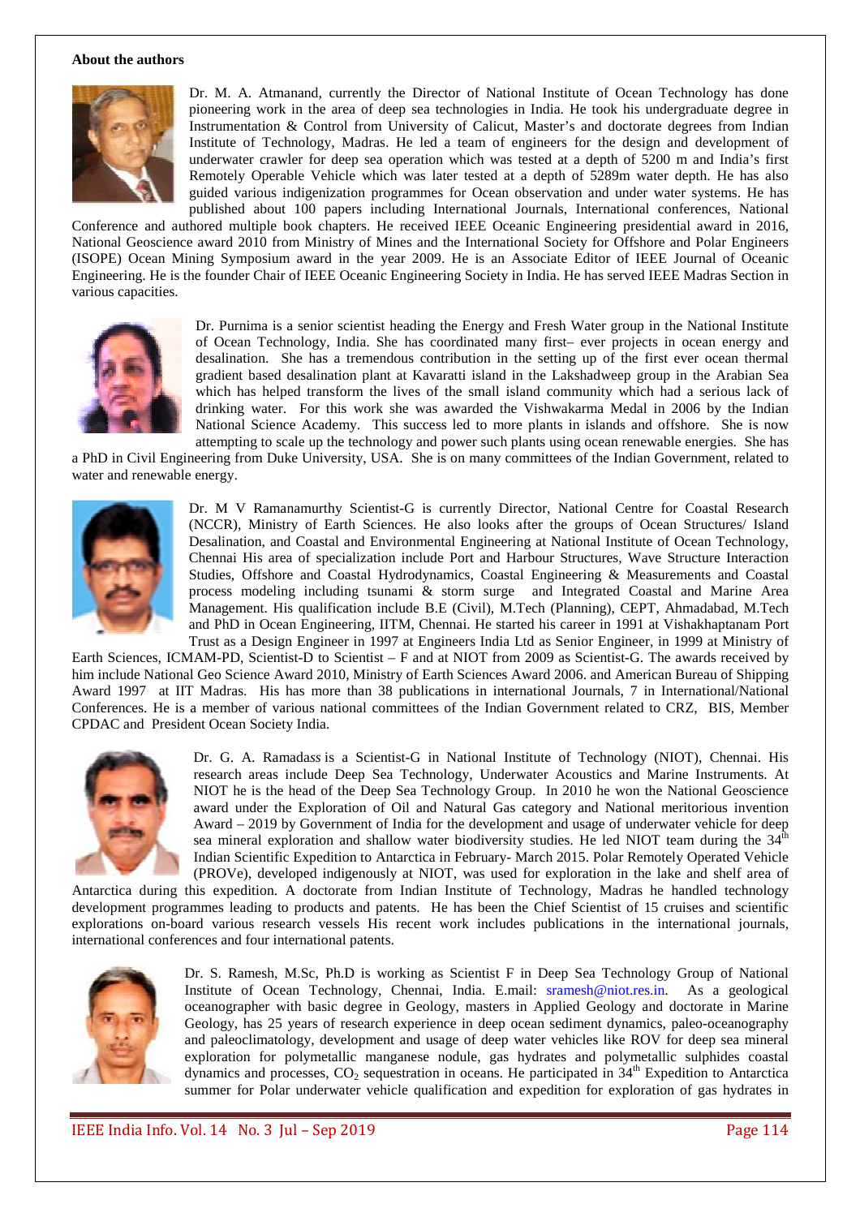**About the authors**

Dr. M. A. Atmanand, currently the Director of National Institute of Ocean Technology has done pioneering work in the area of deep sea technologies in India. He took his undergraduate degree in Instrumentation & Control from University of Calicut, Master's and doctorate degrees from Indian Institute of Technology, Madras. He led a team of engineers for the design and development of underwater crawler for deep sea operation which was tested at a depth of 5200 m and India's first Remotely Operable Vehicle which was later tested at a depth of 5289m water depth. He has also guided various indigenization programmes for Ocean observation and under water systems. He has published about 100 papers including International Journals, International conferences, National Conference and authored multiple book chapters. He received IEEE Oceanic Engineering presidential award in 2016, National Geoscience award 2010 from Ministry of Mines and the International Society for Offshore and Polar Engineers (ISOPE) Ocean Mining Symposium award in the year 2009. He is an Associate Editor of IEEE Journal of Oceanic Engineering. He is the founder Chair of IEEE Oceanic Engineering Society in India. He has served IEEE Madras Section in various capacities.

Dr. Purnima is a senior scientist heading the Energy and Fresh Water group in the National Institute of Ocean Technology, India. She has coordinated many first– ever projects in ocean energy and desalination. She has a tremendous contribution in the setting up of the first ever ocean thermal gradient based desalination plant at Kavaratti island in the Lakshadweep group in the Arabian Sea which has helped transform the lives of the small island community which had a serious lack of drinking water. For this work she was awarded the Vishwakarma Medal in 2006 by the Indian National Science Academy. This success led to more plants in islands and offshore. She is now attempting to scale up the technology and power such plants using ocean renewable energies. She has a PhD in Civil Engineering from Duke University, USA. She is on many committees of the Indian Government, related to water and renewable energy.

Dr. M V Ramanamurthy Scientist-G is currently Director, National Centre for Coastal Research (NCCR), Ministry of Earth Sciences. He also looks after the groups of Ocean Structures/ Island Desalination, and Coastal and Environmental Engineering at National Institute of Ocean Technology, Chennai His area of specialization include Port and Harbour Structures, Wave Structure Interaction Studies, Offshore and Coastal Hydrodynamics, Coastal Engineering & Measurements and Coastal process modeling including tsunami & storm surge and Integrated Coastal and Marine Area Management. His qualification include B.E (Civil), M.Tech (Planning), CEPT, Ahmadabad, M.Tech and PhD in Ocean Engineering, IITM, Chennai. He started his career in 1991 at Vishakhaptanam Port Trust as a Design Engineer in 1997 at Engineers India Ltd as Senior Engineer, in 1999 at Ministry of Earth Sciences, ICMAM-PD, Scientist-D to Scientist – F and at NIOT from 2009 as Scientist-G. The awards received by him include National Geo Science Award 2010, Ministry of Earth Sciences Award 2006. and American Bureau of Shipping Award 1997 at IIT Madras. His has more than 38 publications in international Journals, 7 in International/National Conferences. He is a member of various national committees of the Indian Government related to CRZ, BIS, Member CPDAC and President Ocean Society India.

Dr. G. A. Ramada*ss* is a Scientist-G in National Institute of Technology (NIOT), Chennai. His research areas include Deep Sea Technology, Underwater Acoustics and Marine Instruments. At NIOT he is the head of the Deep Sea Technology Group. In 2010 he won the National Geoscience award under the Exploration of Oil and Natural Gas category and National meritorious invention Award – 2019 by Government of India for the development and usage of underwater vehicle for deep sea mineral exploration and shallow water biodiversity studies. He led NIOT team during the 34th Indian Scientific Expedition to Antarctica in February- March 2015. Polar Remotely Operated Vehicle (PROVe), developed indigenously at NIOT, was used for exploration in the lake and shelf area of Antarctica during this expedition. A doctorate from Indian Institute of Technology, Madras he handled technology development programmes leading to products and patents. He has been the Chief Scientist of 15 cruises and scientific explorations on-board various research vessels His recent work includes publications in the international journals, international conferences and four international patents.

Dr. S. Ramesh, M.Sc, Ph.D is working as Scientist F in Deep Sea Technology Group of National Institute of Ocean Technology, Chennai, India. E.mail: sramesh@niot.res.in. As a geological oceanographer with basic degree in Geology, masters in Applied Geology and doctorate in Marine Geology, has 25 years of research experience in deep ocean sediment dynamics, paleo-oceanography and paleoclimatology, development and usage of deep water vehicles like ROV for deep sea mineral exploration for polymetallic manganese nodule, gas hydrates and polymetallic sulphides coastal dynamics and processes, $CO_2$ sequestration in oceans. He participated in 34th Expedition to Antarctica summer for Polar underwater vehicle qualification and expedition for exploration of gas hydrates in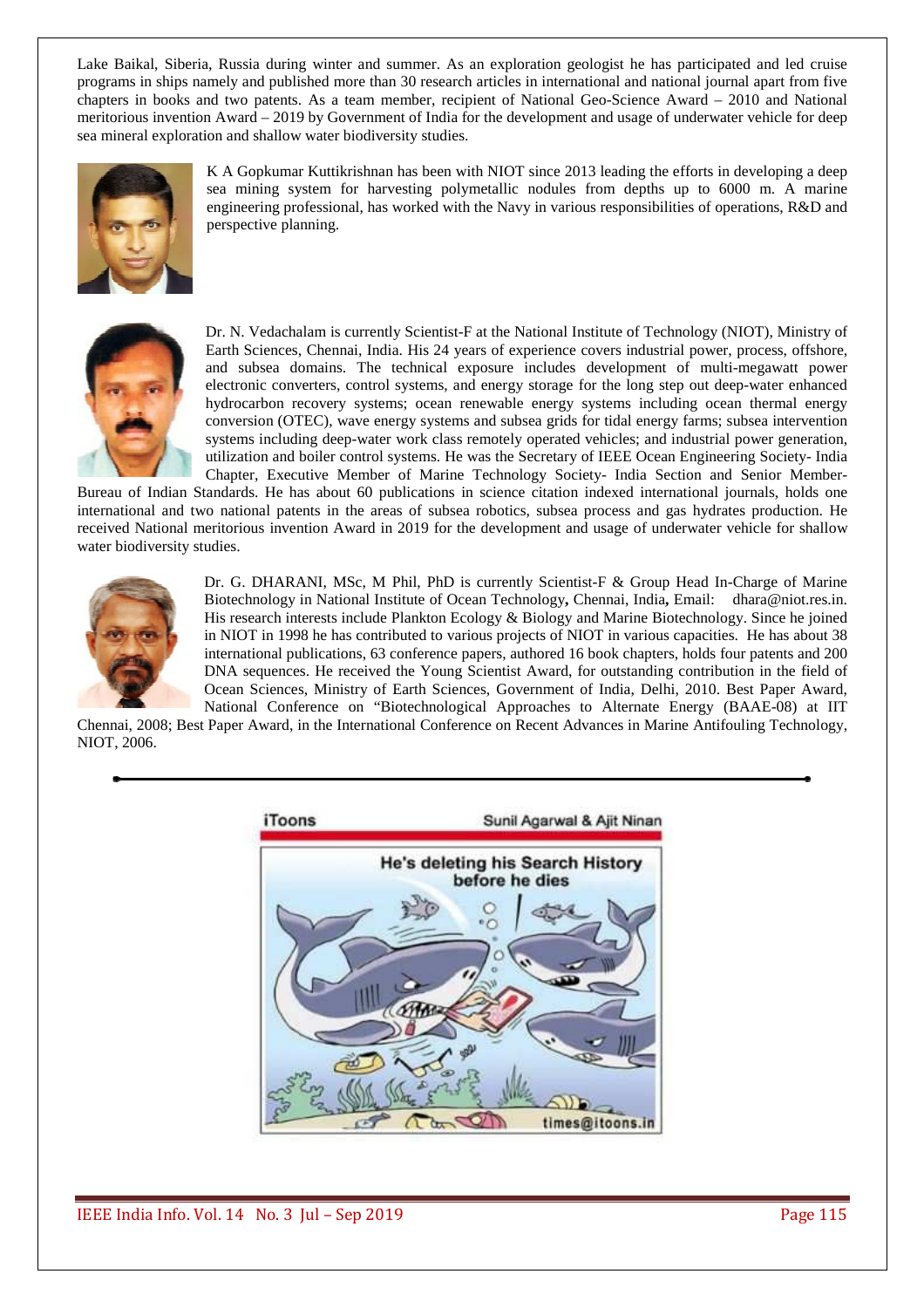Lake Baikal, Siberia, Russia during winter and summer. As an exploration geologist he has participated and led cruise programs in ships namely and published more than 30 research articles in international and national journal apart from five chapters in books and two patents. As a team member, recipient of National Geo-Science Award – 2010 and National meritorious invention Award – 2019 by Government of India for the development and usage of underwater vehicle for deep sea mineral exploration and shallow water biodiversity studies.

K A Gopkumar Kuttikrishnan has been with NIOT since 2013 leading the efforts in developing a deep sea mining system for harvesting polymetallic nodules from depths up to 6000 m. A marine engineering professional, has worked with the Navy in various responsibilities of operations, R&D and perspective planning.

Dr. N. Vedachalam is currently Scientist-F at the National Institute of Technology (NIOT), Ministry of Earth Sciences, Chennai, India. His 24 years of experience covers industrial power, process, offshore, and subsea domains. The technical exposure includes development of multi-megawatt power electronic converters, control systems, and energy storage for the long step out deep-water enhanced hydrocarbon recovery systems; ocean renewable energy systems including ocean thermal energy conversion (OTEC), wave energy systems and subsea grids for tidal energy farms; subsea intervention systems including deep-water work class remotely operated vehicles; and industrial power generation, utilization and boiler control systems. He was the Secretary of IEEE Ocean Engineering Society- India Chapter, Executive Member of Marine Technology Society- India Section and Senior Member-Bureau of Indian Standards. He has about 60 publications in science citation indexed international journals, holds one international and two national patents in the areas of subsea robotics, subsea process and gas hydrates production. He received National meritorious invention Award in 2019 for the development and usage of underwater vehicle for shallow water biodiversity studies.

Dr. G. DHARANI, MSc, M Phil, PhD is currently Scientist-F & Group Head In-Charge of Marine Biotechnology in National Institute of Ocean Technology**,** Chennai, India**,** Email: dhara@niot.res.in. His research interests include Plankton Ecology & Biology and Marine Biotechnology. Since he joined in NIOT in 1998 he has contributed to various projects of NIOT in various capacities. He has about 38 international publications, 63 conference papers, authored 16 book chapters, holds four patents and 200 DNA sequences. He received the Young Scientist Award, for outstanding contribution in the field of Ocean Sciences, Ministry of Earth Sciences, Government of India, Delhi, 2010. Best Paper Award, National Conference on "Biotechnological Approaches to Alternate Energy (BAAE-08) at IIT Chennai, 2008; Best Paper Award, in the International Conference on Recent Advances in Marine Antifouling Technology, NIOT, 2006.